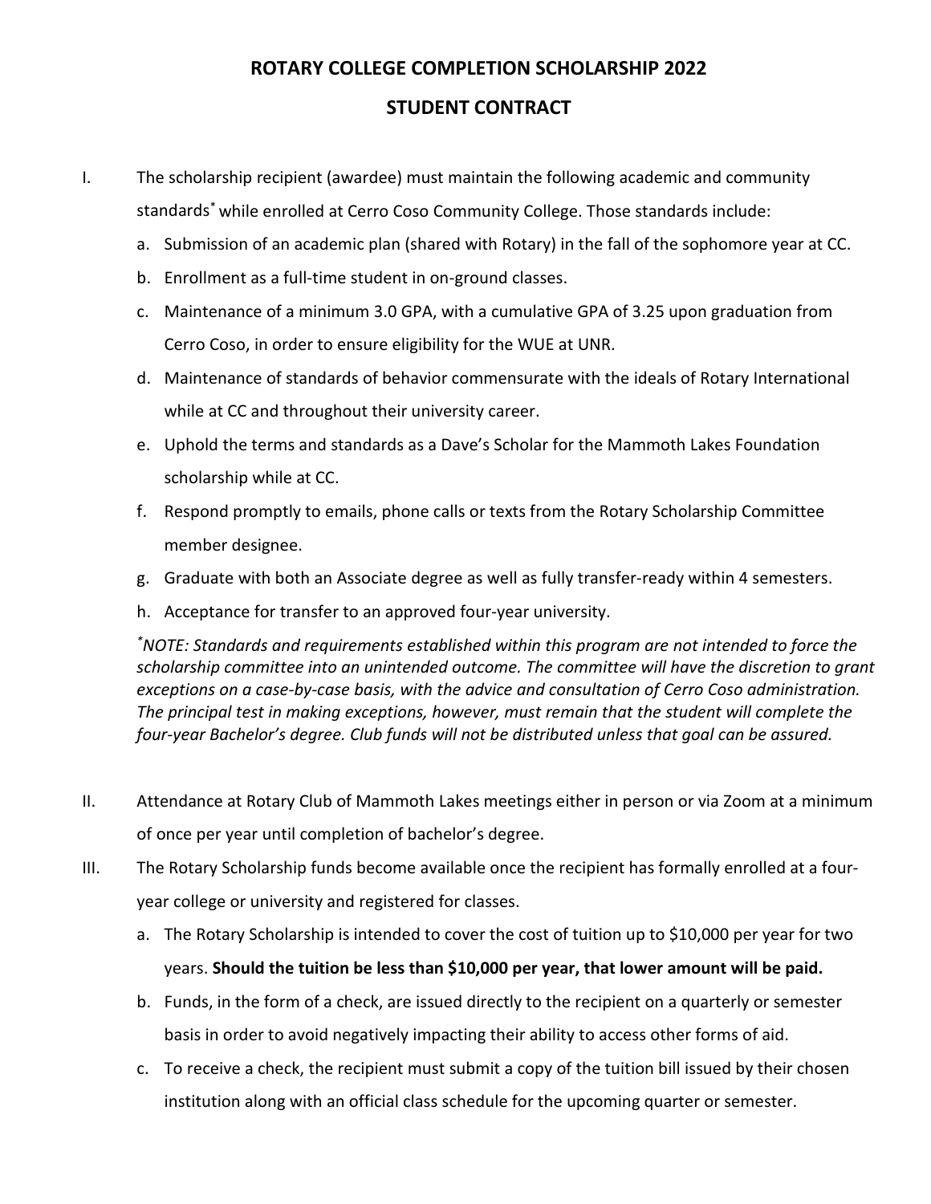# ROTARY COLLEGE COMPLETION SCHOLARSHIP 2022

## STUDENT CONTRACT

I. The scholarship recipient (awardee) must maintain the following academic and community standards* while enrolled at Cerro Coso Community College. Those standards include:

a. Submission of an academic plan (shared with Rotary) in the fall of the sophomore year at CC.

b. Enrollment as a full-time student in on-ground classes.

c. Maintenance of a minimum 3.0 GPA, with a cumulative GPA of 3.25 upon graduation from Cerro Coso, in order to ensure eligibility for the WUE at UNR.

d. Maintenance of standards of behavior commensurate with the ideals of Rotary International while at CC and throughout their university career.

e. Uphold the terms and standards as a Dave's Scholar for the Mammoth Lakes Foundation scholarship while at CC.

f. Respond promptly to emails, phone calls or texts from the Rotary Scholarship Committee member designee.

g. Graduate with both an Associate degree as well as fully transfer-ready within 4 semesters.

h. Acceptance for transfer to an approved four-year university.

*\*NOTE: Standards and requirements established within this program are not intended to force the scholarship committee into an unintended outcome. The committee will have the discretion to grant exceptions on a case-by-case basis, with the advice and consultation of Cerro Coso administration. The principal test in making exceptions, however, must remain that the student will complete the four-year Bachelor's degree. Club funds will not be distributed unless that goal can be assured.*

II. Attendance at Rotary Club of Mammoth Lakes meetings either in person or via Zoom at a minimum of once per year until completion of bachelor's degree.

III. The Rotary Scholarship funds become available once the recipient has formally enrolled at a four-year college or university and registered for classes.

a. The Rotary Scholarship is intended to cover the cost of tuition up to $10,000 per year for two years. **Should the tuition be less than $10,000 per year, that lower amount will be paid.**

b. Funds, in the form of a check, are issued directly to the recipient on a quarterly or semester basis in order to avoid negatively impacting their ability to access other forms of aid.

c. To receive a check, the recipient must submit a copy of the tuition bill issued by their chosen institution along with an official class schedule for the upcoming quarter or semester.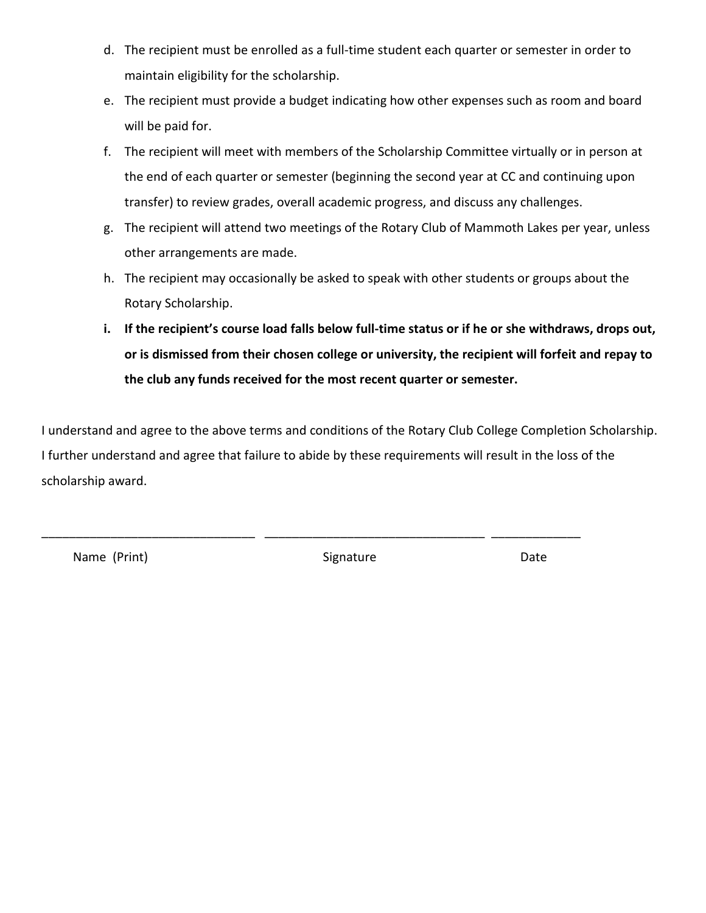d. The recipient must be enrolled as a full-time student each quarter or semester in order to maintain eligibility for the scholarship.
e. The recipient must provide a budget indicating how other expenses such as room and board will be paid for.
f. The recipient will meet with members of the Scholarship Committee virtually or in person at the end of each quarter or semester (beginning the second year at CC and continuing upon transfer) to review grades, overall academic progress, and discuss any challenges.
g. The recipient will attend two meetings of the Rotary Club of Mammoth Lakes per year, unless other arrangements are made.
h. The recipient may occasionally be asked to speak with other students or groups about the Rotary Scholarship.
i. **If the recipient's course load falls below full-time status or if he or she withdraws, drops out, or is dismissed from their chosen college or university, the recipient will forfeit and repay to the club any funds received for the most recent quarter or semester.**

I understand and agree to the above terms and conditions of the Rotary Club College Completion Scholarship. I further understand and agree that failure to abide by these requirements will result in the loss of the scholarship award.

_______________________________ _______________________________ ____________

Name (Print) Signature Date